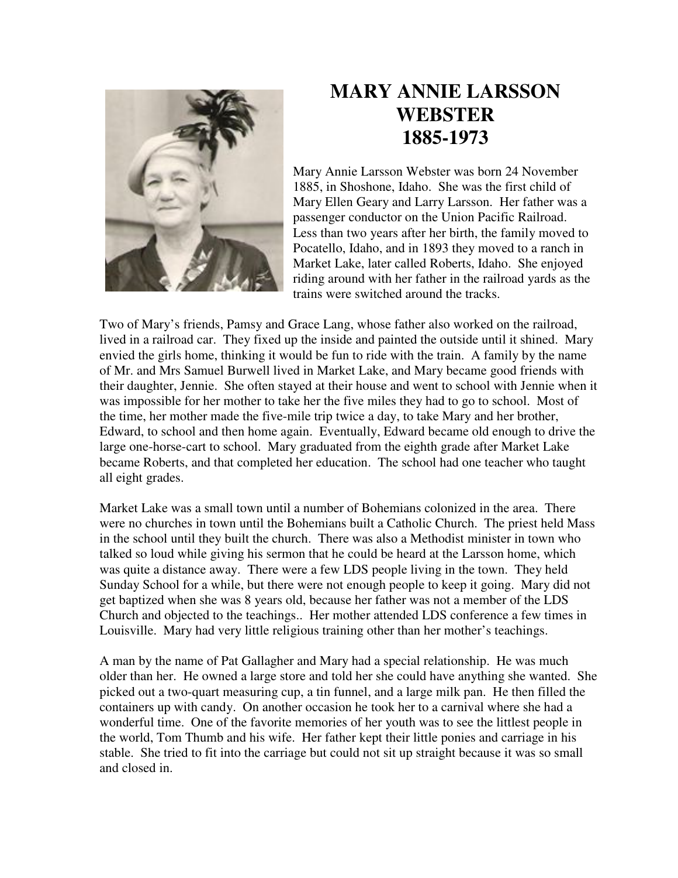# MARY ANNIE LARSSON WEBSTER 1885-1973

Mary Annie Larsson Webster was born 24 November 1885, in Shoshone, Idaho. She was the first child of Mary Ellen Geary and Larry Larsson. Her father was a passenger conductor on the Union Pacific Railroad. Less than two years after her birth, the family moved to Pocatello, Idaho, and in 1893 they moved to a ranch in Market Lake, later called Roberts, Idaho. She enjoyed riding around with her father in the railroad yards as the trains were switched around the tracks.

Two of Mary's friends, Pamsy and Grace Lang, whose father also worked on the railroad, lived in a railroad car. They fixed up the inside and painted the outside until it shined. Mary envied the girls home, thinking it would be fun to ride with the train. A family by the name of Mr. and Mrs Samuel Burwell lived in Market Lake, and Mary became good friends with their daughter, Jennie. She often stayed at their house and went to school with Jennie when it was impossible for her mother to take her the five miles they had to go to school. Most of the time, her mother made the five-mile trip twice a day, to take Mary and her brother, Edward, to school and then home again. Eventually, Edward became old enough to drive the large one-horse-cart to school. Mary graduated from the eighth grade after Market Lake became Roberts, and that completed her education. The school had one teacher who taught all eight grades.

Market Lake was a small town until a number of Bohemians colonized in the area. There were no churches in town until the Bohemians built a Catholic Church. The priest held Mass in the school until they built the church. There was also a Methodist minister in town who talked so loud while giving his sermon that he could be heard at the Larsson home, which was quite a distance away. There were a few LDS people living in the town. They held Sunday School for a while, but there were not enough people to keep it going. Mary did not get baptized when she was 8 years old, because her father was not a member of the LDS Church and objected to the teachings.. Her mother attended LDS conference a few times in Louisville. Mary had very little religious training other than her mother's teachings.

A man by the name of Pat Gallagher and Mary had a special relationship. He was much older than her. He owned a large store and told her she could have anything she wanted. She picked out a two-quart measuring cup, a tin funnel, and a large milk pan. He then filled the containers up with candy. On another occasion he took her to a carnival where she had a wonderful time. One of the favorite memories of her youth was to see the littlest people in the world, Tom Thumb and his wife. Her father kept their little ponies and carriage in his stable. She tried to fit into the carriage but could not sit up straight because it was so small and closed in.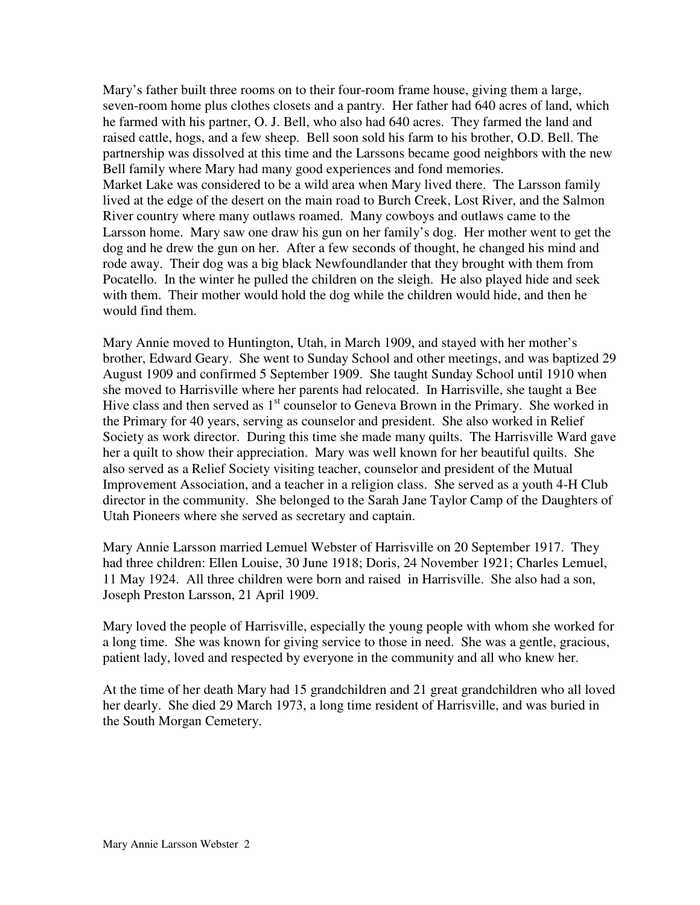Mary's father built three rooms on to their four-room frame house, giving them a large, seven-room home plus clothes closets and a pantry. Her father had 640 acres of land, which he farmed with his partner, O. J. Bell, who also had 640 acres. They farmed the land and raised cattle, hogs, and a few sheep. Bell soon sold his farm to his brother, O.D. Bell. The partnership was dissolved at this time and the Larssons became good neighbors with the new Bell family where Mary had many good experiences and fond memories.
Market Lake was considered to be a wild area when Mary lived there. The Larsson family lived at the edge of the desert on the main road to Burch Creek, Lost River, and the Salmon River country where many outlaws roamed. Many cowboys and outlaws came to the Larsson home. Mary saw one draw his gun on her family's dog. Her mother went to get the dog and he drew the gun on her. After a few seconds of thought, he changed his mind and rode away. Their dog was a big black Newfoundlander that they brought with them from Pocatello. In the winter he pulled the children on the sleigh. He also played hide and seek with them. Their mother would hold the dog while the children would hide, and then he would find them.

Mary Annie moved to Huntington, Utah, in March 1909, and stayed with her mother's brother, Edward Geary. She went to Sunday School and other meetings, and was baptized 29 August 1909 and confirmed 5 September 1909. She taught Sunday School until 1910 when she moved to Harrisville where her parents had relocated. In Harrisville, she taught a Bee Hive class and then served as 1st counselor to Geneva Brown in the Primary. She worked in the Primary for 40 years, serving as counselor and president. She also worked in Relief Society as work director. During this time she made many quilts. The Harrisville Ward gave her a quilt to show their appreciation. Mary was well known for her beautiful quilts. She also served as a Relief Society visiting teacher, counselor and president of the Mutual Improvement Association, and a teacher in a religion class. She served as a youth 4-H Club director in the community. She belonged to the Sarah Jane Taylor Camp of the Daughters of Utah Pioneers where she served as secretary and captain.

Mary Annie Larsson married Lemuel Webster of Harrisville on 20 September 1917. They had three children: Ellen Louise, 30 June 1918; Doris, 24 November 1921; Charles Lemuel, 11 May 1924. All three children were born and raised in Harrisville. She also had a son, Joseph Preston Larsson, 21 April 1909.

Mary loved the people of Harrisville, especially the young people with whom she worked for a long time. She was known for giving service to those in need. She was a gentle, gracious, patient lady, loved and respected by everyone in the community and all who knew her.

At the time of her death Mary had 15 grandchildren and 21 great grandchildren who all loved her dearly. She died 29 March 1973, a long time resident of Harrisville, and was buried in the South Morgan Cemetery.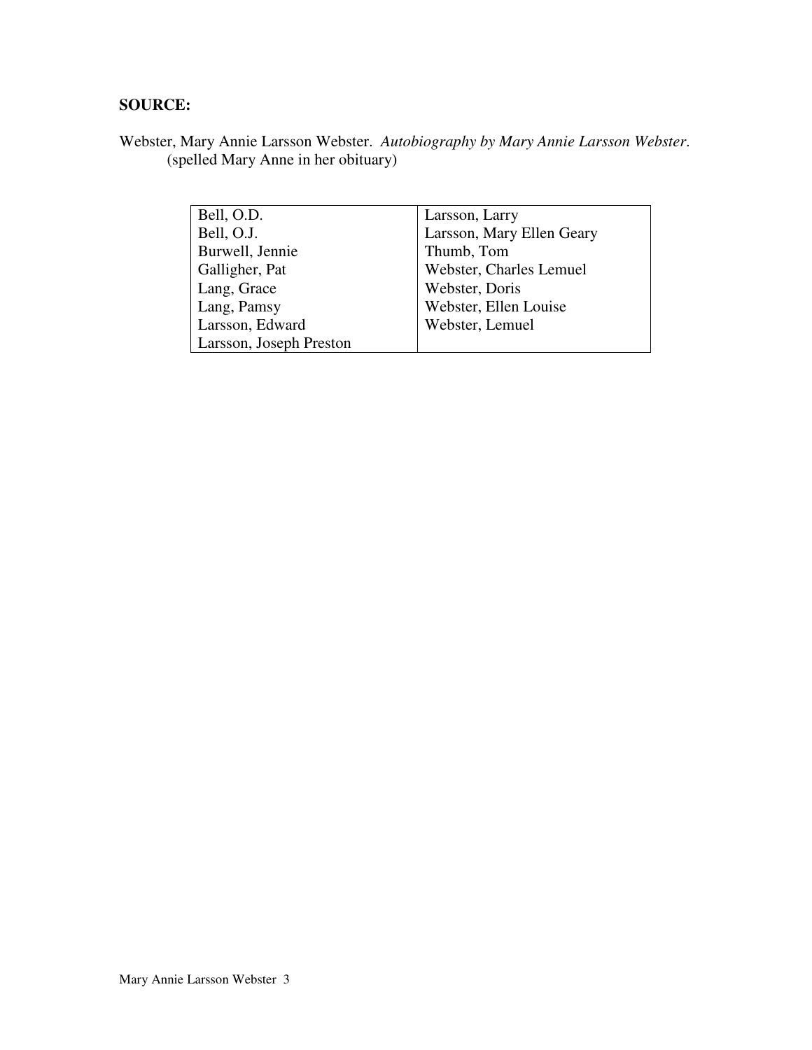**SOURCE:**

Webster, Mary Annie Larsson Webster. *Autobiography by Mary Annie Larsson Webster*.
(spelled Mary Anne in her obituary)

| | |
|---|---|
| Bell, O.D. | Larsson, Larry |
| Bell, O.J. | Larsson, Mary Ellen Geary |
| Burwell, Jennie | Thumb, Tom |
| Galligher, Pat | Webster, Charles Lemuel |
| Lang, Grace | Webster, Doris |
| Lang, Pamsy | Webster, Ellen Louise |
| Larsson, Edward | Webster, Lemuel |
| Larsson, Joseph Preston | |